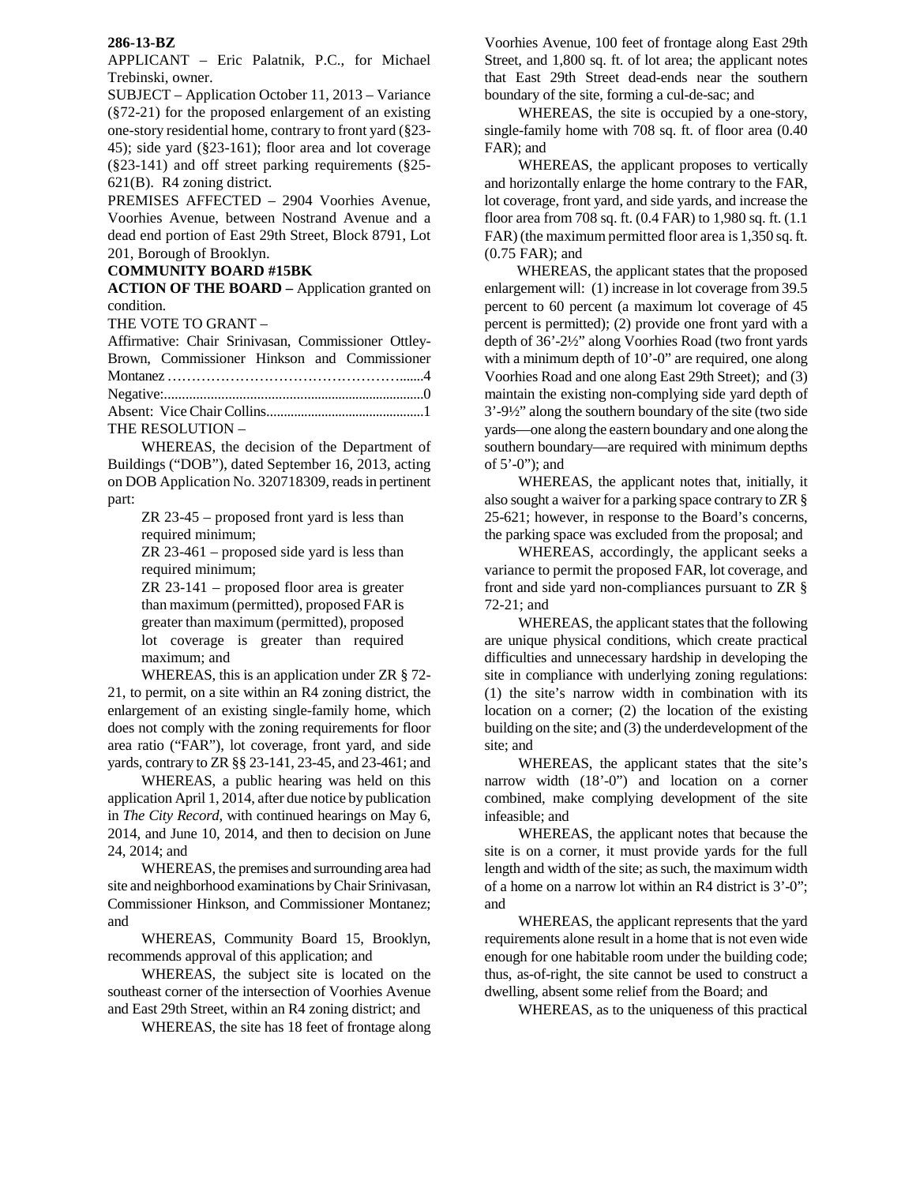**286-13-BZ**

APPLICANT – Eric Palatnik, P.C., for Michael Trebinski, owner.

SUBJECT – Application October 11, 2013 – Variance (§72-21) for the proposed enlargement of an existing one-story residential home, contrary to front yard (§23-45); side yard (§23-161); floor area and lot coverage (§23-141) and off street parking requirements (§25-621(B). R4 zoning district.

PREMISES AFFECTED – 2904 Voorhies Avenue, Voorhies Avenue, between Nostrand Avenue and a dead end portion of East 29th Street, Block 8791, Lot 201, Borough of Brooklyn.

**COMMUNITY BOARD #15BK**

**ACTION OF THE BOARD –** Application granted on condition.

THE VOTE TO GRANT –

Affirmative: Chair Srinivasan, Commissioner Ottley-Brown, Commissioner Hinkson and Commissioner Montanez …………………………………………......4

Negative:..........................................................................0

Absent: Vice Chair Collins.............................................1

THE RESOLUTION –

WHEREAS, the decision of the Department of Buildings ("DOB"), dated September 16, 2013, acting on DOB Application No. 320718309, reads in pertinent part:

> ZR 23-45 – proposed front yard is less than required minimum;
>
> ZR 23-461 – proposed side yard is less than required minimum;
>
> ZR 23-141 – proposed floor area is greater than maximum (permitted), proposed FAR is greater than maximum (permitted), proposed lot coverage is greater than required maximum; and

WHEREAS, this is an application under ZR § 72-21, to permit, on a site within an R4 zoning district, the enlargement of an existing single-family home, which does not comply with the zoning requirements for floor area ratio ("FAR"), lot coverage, front yard, and side yards, contrary to ZR §§ 23-141, 23-45, and 23-461; and

WHEREAS, a public hearing was held on this application April 1, 2014, after due notice by publication in *The City Record*, with continued hearings on May 6, 2014, and June 10, 2014, and then to decision on June 24, 2014; and

WHEREAS, the premises and surrounding area had site and neighborhood examinations by Chair Srinivasan, Commissioner Hinkson, and Commissioner Montanez; and

WHEREAS, Community Board 15, Brooklyn, recommends approval of this application; and

WHEREAS, the subject site is located on the southeast corner of the intersection of Voorhies Avenue and East 29th Street, within an R4 zoning district; and

WHEREAS, the site has 18 feet of frontage along Voorhies Avenue, 100 feet of frontage along East 29th Street, and 1,800 sq. ft. of lot area; the applicant notes that East 29th Street dead-ends near the southern boundary of the site, forming a cul-de-sac; and

WHEREAS, the site is occupied by a one-story, single-family home with 708 sq. ft. of floor area (0.40 FAR); and

WHEREAS, the applicant proposes to vertically and horizontally enlarge the home contrary to the FAR, lot coverage, front yard, and side yards, and increase the floor area from 708 sq. ft. (0.4 FAR) to 1,980 sq. ft. (1.1 FAR) (the maximum permitted floor area is 1,350 sq. ft. (0.75 FAR); and

WHEREAS, the applicant states that the proposed enlargement will: (1) increase in lot coverage from 39.5 percent to 60 percent (a maximum lot coverage of 45 percent is permitted); (2) provide one front yard with a depth of 36'-2½" along Voorhies Road (two front yards with a minimum depth of 10'-0" are required, one along Voorhies Road and one along East 29th Street); and (3) maintain the existing non-complying side yard depth of 3'-9½" along the southern boundary of the site (two side yards—one along the eastern boundary and one along the southern boundary—are required with minimum depths of 5'-0"); and

WHEREAS, the applicant notes that, initially, it also sought a waiver for a parking space contrary to ZR § 25-621; however, in response to the Board's concerns, the parking space was excluded from the proposal; and

WHEREAS, accordingly, the applicant seeks a variance to permit the proposed FAR, lot coverage, and front and side yard non-compliances pursuant to ZR § 72-21; and

WHEREAS, the applicant states that the following are unique physical conditions, which create practical difficulties and unnecessary hardship in developing the site in compliance with underlying zoning regulations: (1) the site's narrow width in combination with its location on a corner; (2) the location of the existing building on the site; and (3) the underdevelopment of the site; and

WHEREAS, the applicant states that the site's narrow width (18'-0") and location on a corner combined, make complying development of the site infeasible; and

WHEREAS, the applicant notes that because the site is on a corner, it must provide yards for the full length and width of the site; as such, the maximum width of a home on a narrow lot within an R4 district is 3'-0"; and

WHEREAS, the applicant represents that the yard requirements alone result in a home that is not even wide enough for one habitable room under the building code; thus, as-of-right, the site cannot be used to construct a dwelling, absent some relief from the Board; and

WHEREAS, as to the uniqueness of this practical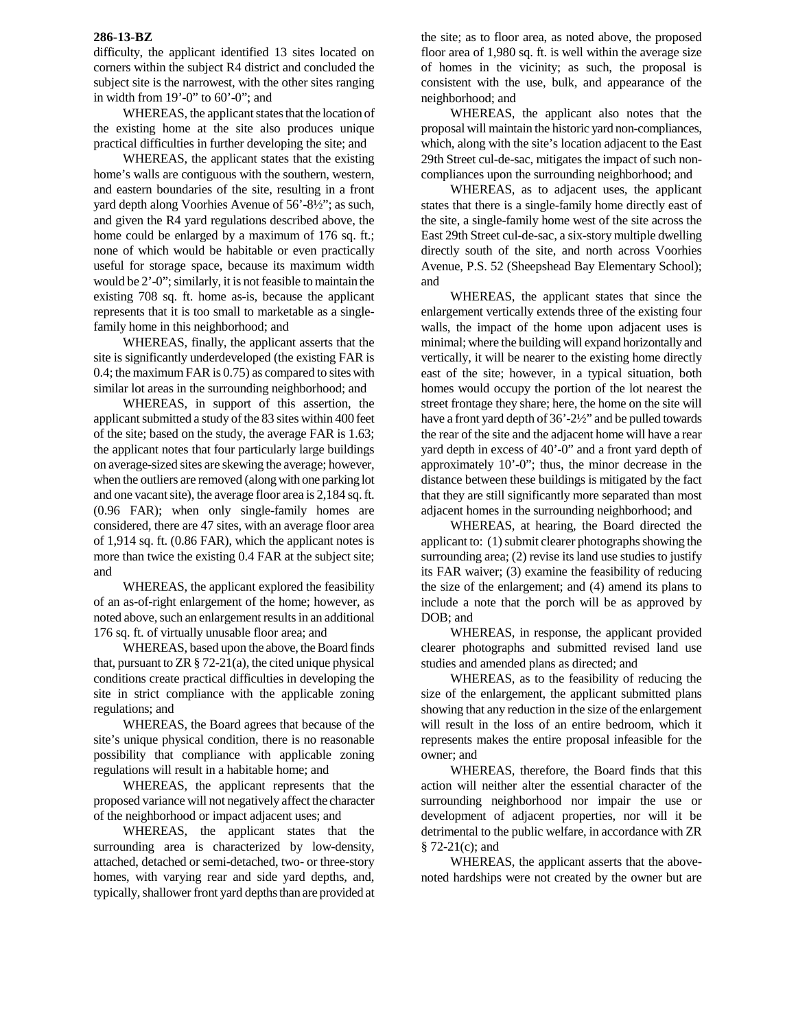difficulty, the applicant identified 13 sites located on corners within the subject R4 district and concluded the subject site is the narrowest, with the other sites ranging in width from 19'-0" to 60'-0"; and

WHEREAS, the applicant states that the location of the existing home at the site also produces unique practical difficulties in further developing the site; and

WHEREAS, the applicant states that the existing home's walls are contiguous with the southern, western, and eastern boundaries of the site, resulting in a front yard depth along Voorhies Avenue of 56'-8½"; as such, and given the R4 yard regulations described above, the home could be enlarged by a maximum of 176 sq. ft.; none of which would be habitable or even practically useful for storage space, because its maximum width would be 2'-0"; similarly, it is not feasible to maintain the existing 708 sq. ft. home as-is, because the applicant represents that it is too small to marketable as a single-family home in this neighborhood; and

WHEREAS, finally, the applicant asserts that the site is significantly underdeveloped (the existing FAR is 0.4; the maximum FAR is 0.75) as compared to sites with similar lot areas in the surrounding neighborhood; and

WHEREAS, in support of this assertion, the applicant submitted a study of the 83 sites within 400 feet of the site; based on the study, the average FAR is 1.63; the applicant notes that four particularly large buildings on average-sized sites are skewing the average; however, when the outliers are removed (along with one parking lot and one vacant site), the average floor area is 2,184 sq. ft. (0.96 FAR); when only single-family homes are considered, there are 47 sites, with an average floor area of 1,914 sq. ft. (0.86 FAR), which the applicant notes is more than twice the existing 0.4 FAR at the subject site; and

WHEREAS, the applicant explored the feasibility of an as-of-right enlargement of the home; however, as noted above, such an enlargement results in an additional 176 sq. ft. of virtually unusable floor area; and

WHEREAS, based upon the above, the Board finds that, pursuant to ZR § 72-21(a), the cited unique physical conditions create practical difficulties in developing the site in strict compliance with the applicable zoning regulations; and

WHEREAS, the Board agrees that because of the site's unique physical condition, there is no reasonable possibility that compliance with applicable zoning regulations will result in a habitable home; and

WHEREAS, the applicant represents that the proposed variance will not negatively affect the character of the neighborhood or impact adjacent uses; and

WHEREAS, the applicant states that the surrounding area is characterized by low-density, attached, detached or semi-detached, two- or three-story homes, with varying rear and side yard depths, and, typically, shallower front yard depths than are provided at the site; as to floor area, as noted above, the proposed floor area of 1,980 sq. ft. is well within the average size of homes in the vicinity; as such, the proposal is consistent with the use, bulk, and appearance of the neighborhood; and

WHEREAS, the applicant also notes that the proposal will maintain the historic yard non-compliances, which, along with the site's location adjacent to the East 29th Street cul-de-sac, mitigates the impact of such non-compliances upon the surrounding neighborhood; and

WHEREAS, as to adjacent uses, the applicant states that there is a single-family home directly east of the site, a single-family home west of the site across the East 29th Street cul-de-sac, a six-story multiple dwelling directly south of the site, and north across Voorhies Avenue, P.S. 52 (Sheepshead Bay Elementary School); and

WHEREAS, the applicant states that since the enlargement vertically extends three of the existing four walls, the impact of the home upon adjacent uses is minimal; where the building will expand horizontally and vertically, it will be nearer to the existing home directly east of the site; however, in a typical situation, both homes would occupy the portion of the lot nearest the street frontage they share; here, the home on the site will have a front yard depth of 36'-2½" and be pulled towards the rear of the site and the adjacent home will have a rear yard depth in excess of 40'-0" and a front yard depth of approximately 10'-0"; thus, the minor decrease in the distance between these buildings is mitigated by the fact that they are still significantly more separated than most adjacent homes in the surrounding neighborhood; and

WHEREAS, at hearing, the Board directed the applicant to: (1) submit clearer photographs showing the surrounding area; (2) revise its land use studies to justify its FAR waiver; (3) examine the feasibility of reducing the size of the enlargement; and (4) amend its plans to include a note that the porch will be as approved by DOB; and

WHEREAS, in response, the applicant provided clearer photographs and submitted revised land use studies and amended plans as directed; and

WHEREAS, as to the feasibility of reducing the size of the enlargement, the applicant submitted plans showing that any reduction in the size of the enlargement will result in the loss of an entire bedroom, which it represents makes the entire proposal infeasible for the owner; and

WHEREAS, therefore, the Board finds that this action will neither alter the essential character of the surrounding neighborhood nor impair the use or development of adjacent properties, nor will it be detrimental to the public welfare, in accordance with ZR § 72-21(c); and

WHEREAS, the applicant asserts that the above-noted hardships were not created by the owner but are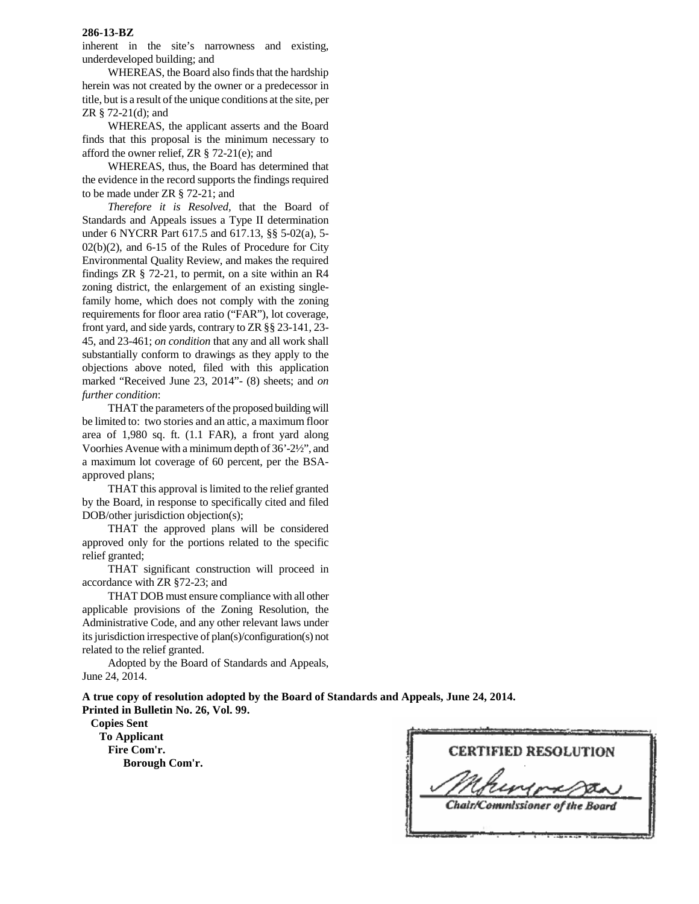**286-13-BZ**

inherent in the site's narrowness and existing, underdeveloped building; and

WHEREAS, the Board also finds that the hardship herein was not created by the owner or a predecessor in title, but is a result of the unique conditions at the site, per ZR § 72-21(d); and

WHEREAS, the applicant asserts and the Board finds that this proposal is the minimum necessary to afford the owner relief, ZR § 72-21(e); and

WHEREAS, thus, the Board has determined that the evidence in the record supports the findings required to be made under ZR § 72-21; and

*Therefore it is Resolved*, that the Board of Standards and Appeals issues a Type II determination under 6 NYCRR Part 617.5 and 617.13, §§ 5-02(a), 5-02(b)(2), and 6-15 of the Rules of Procedure for City Environmental Quality Review, and makes the required findings ZR § 72-21, to permit, on a site within an R4 zoning district, the enlargement of an existing single-family home, which does not comply with the zoning requirements for floor area ratio ("FAR"), lot coverage, front yard, and side yards, contrary to ZR §§ 23-141, 23-45, and 23-461; *on condition* that any and all work shall substantially conform to drawings as they apply to the objections above noted, filed with this application marked "Received June 23, 2014"- (8) sheets; and *on further condition*:

THAT the parameters of the proposed building will be limited to: two stories and an attic, a maximum floor area of 1,980 sq. ft. (1.1 FAR), a front yard along Voorhies Avenue with a minimum depth of 36'-2½", and a maximum lot coverage of 60 percent, per the BSA-approved plans;

THAT this approval is limited to the relief granted by the Board, in response to specifically cited and filed DOB/other jurisdiction objection(s);

THAT the approved plans will be considered approved only for the portions related to the specific relief granted;

THAT significant construction will proceed in accordance with ZR §72-23; and

THAT DOB must ensure compliance with all other applicable provisions of the Zoning Resolution, the Administrative Code, and any other relevant laws under its jurisdiction irrespective of plan(s)/configuration(s) not related to the relief granted.

Adopted by the Board of Standards and Appeals, June 24, 2014.

**A true copy of resolution adopted by the Board of Standards and Appeals, June 24, 2014.**
**Printed in Bulletin No. 26, Vol. 99.**

**Copies Sent**
**To Applicant**
**Fire Com'r.**
**Borough Com'r.**

CERTIFIED RESOLUTION

Chair/Commissioner of the Board